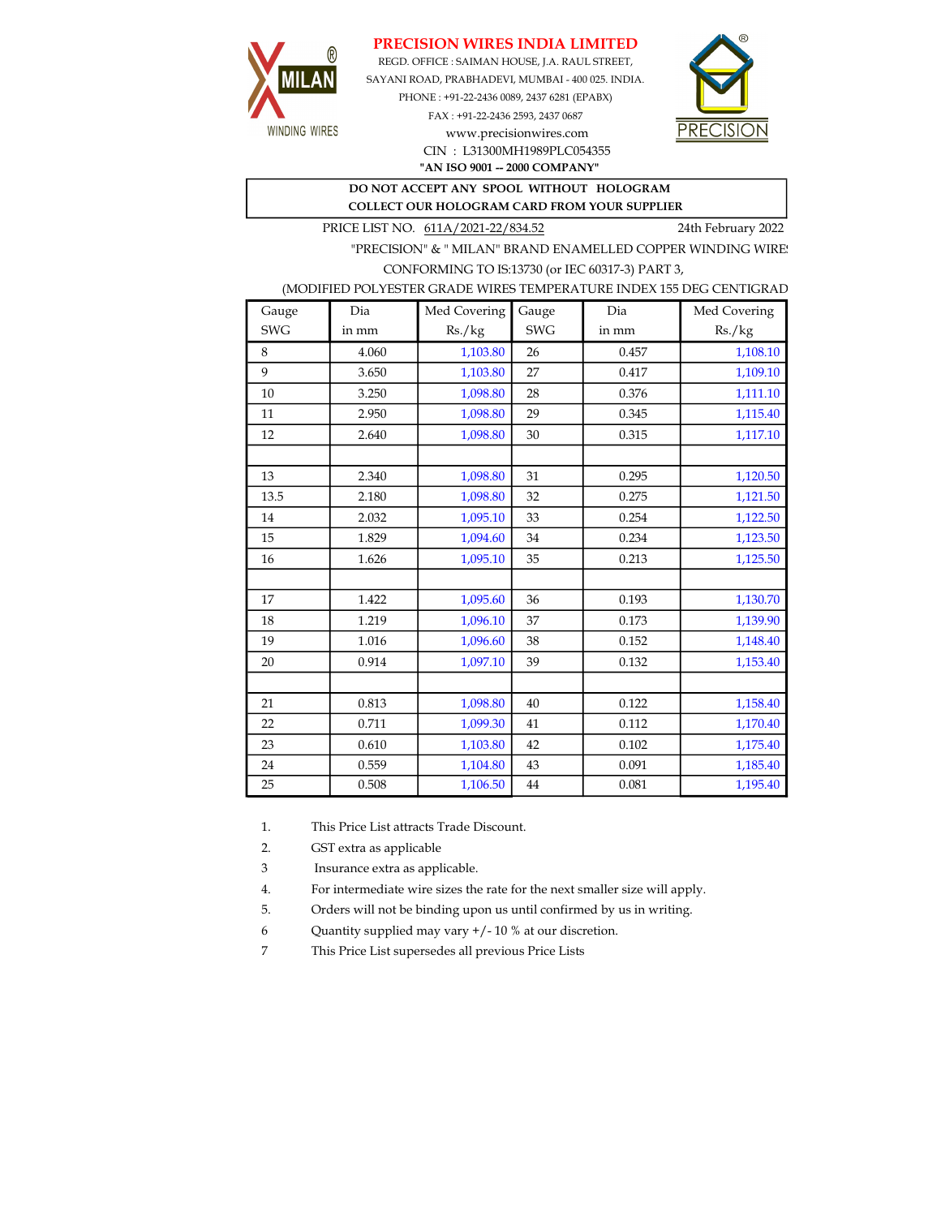# PRECISION WIRES INDIA LIMITED

REGD. OFFICE : SAIMAN HOUSE, J.A. RAUL STREET,
SAYANI ROAD, PRABHADEVI, MUMBAI - 400 025. INDIA.
PHONE : +91-22-2436 0089, 2437 6281 (EPABX)
FAX : +91-22-2436 2593, 2437 0687
www.precisionwires.com
CIN : L31300MH1989PLC054355
**"AN ISO 9001 -- 2000 COMPANY"**

MILAN WINDING WIRES | PRECISION

**DO NOT ACCEPT ANY SPOOL WITHOUT HOLOGRAM**
**COLLECT OUR HOLOGRAM CARD FROM YOUR SUPPLIER**

PRICE LIST NO. 611A/2021-22/834.52 — 24th February 2022

"PRECISION" & " MILAN" BRAND ENAMELLED COPPER WINDING WIRES
CONFORMING TO IS:13730 (or IEC 60317-3) PART 3,
(MODIFIED POLYESTER GRADE WIRES TEMPERATURE INDEX 155 DEG CENTIGRADE

| Gauge SWG | Dia in mm | Med Covering Rs./kg | Gauge SWG | Dia in mm | Med Covering Rs./kg |
|---|---|---|---|---|---|
| 8 | 4.060 | 1,103.80 | 26 | 0.457 | 1,108.10 |
| 9 | 3.650 | 1,103.80 | 27 | 0.417 | 1,109.10 |
| 10 | 3.250 | 1,098.80 | 28 | 0.376 | 1,111.10 |
| 11 | 2.950 | 1,098.80 | 29 | 0.345 | 1,115.40 |
| 12 | 2.640 | 1,098.80 | 30 | 0.315 | 1,117.10 |
| | | | | | |
| 13 | 2.340 | 1,098.80 | 31 | 0.295 | 1,120.50 |
| 13.5 | 2.180 | 1,098.80 | 32 | 0.275 | 1,121.50 |
| 14 | 2.032 | 1,095.10 | 33 | 0.254 | 1,122.50 |
| 15 | 1.829 | 1,094.60 | 34 | 0.234 | 1,123.50 |
| 16 | 1.626 | 1,095.10 | 35 | 0.213 | 1,125.50 |
| | | | | | |
| 17 | 1.422 | 1,095.60 | 36 | 0.193 | 1,130.70 |
| 18 | 1.219 | 1,096.10 | 37 | 0.173 | 1,139.90 |
| 19 | 1.016 | 1,096.60 | 38 | 0.152 | 1,148.40 |
| 20 | 0.914 | 1,097.10 | 39 | 0.132 | 1,153.40 |
| | | | | | |
| 21 | 0.813 | 1,098.80 | 40 | 0.122 | 1,158.40 |
| 22 | 0.711 | 1,099.30 | 41 | 0.112 | 1,170.40 |
| 23 | 0.610 | 1,103.80 | 42 | 0.102 | 1,175.40 |
| 24 | 0.559 | 1,104.80 | 43 | 0.091 | 1,185.40 |
| 25 | 0.508 | 1,106.50 | 44 | 0.081 | 1,195.40 |

1. This Price List attracts Trade Discount.
2. GST extra as applicable
3 Insurance extra as applicable.
4. For intermediate wire sizes the rate for the next smaller size will apply.
5. Orders will not be binding upon us until confirmed by us in writing.
6 Quantity supplied may vary +/- 10 % at our discretion.
7 This Price List supersedes all previous Price Lists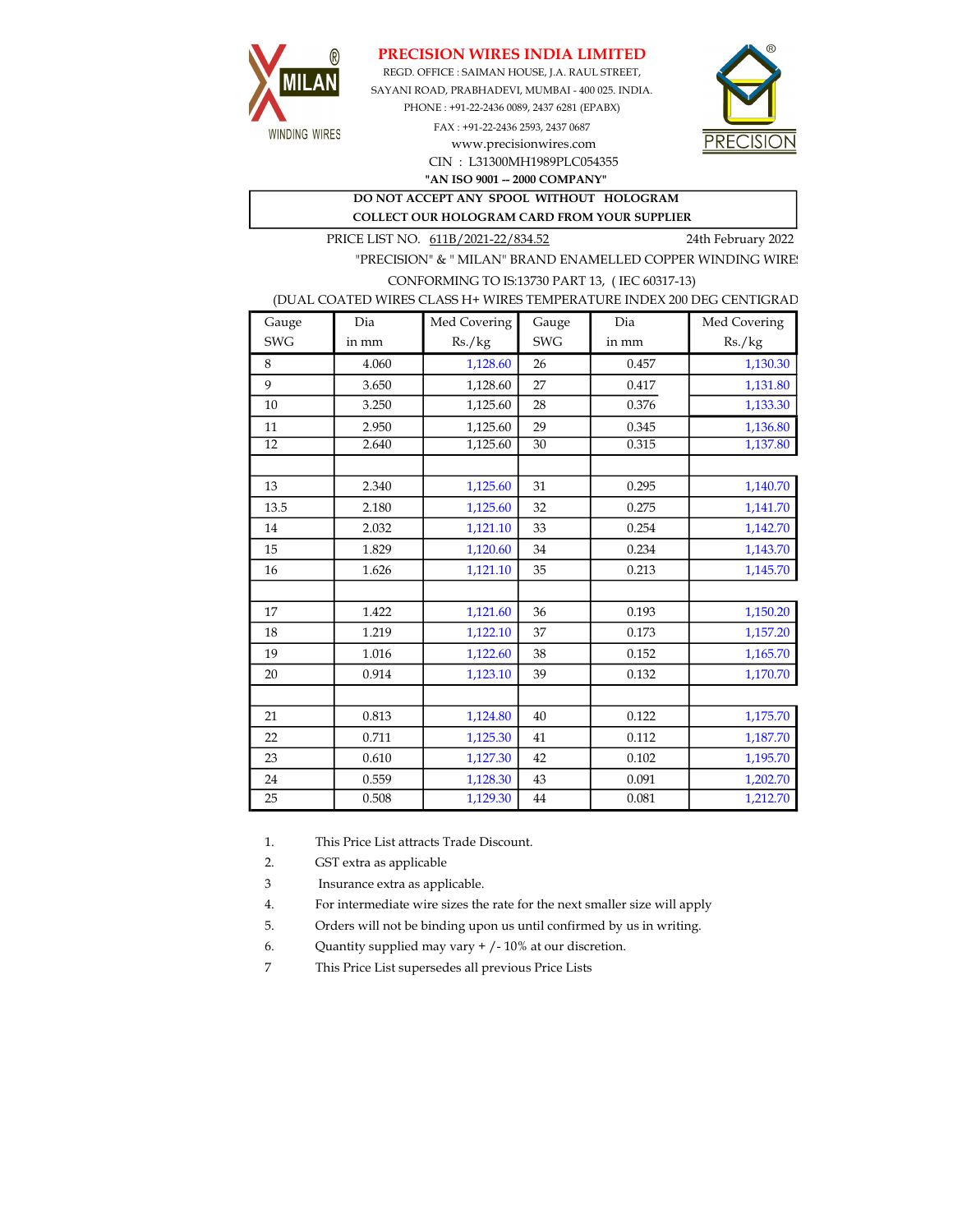# PRECISION WIRES INDIA LIMITED

REGD. OFFICE : SAIMAN HOUSE, J.A. RAUL STREET,
SAYANI ROAD, PRABHADEVI, MUMBAI - 400 025. INDIA.
PHONE : +91-22-2436 0089, 2437 6281 (EPABX)
FAX : +91-22-2436 2593, 2437 0687
www.precisionwires.com
CIN : L31300MH1989PLC054355
**"AN ISO 9001 -- 2000 COMPANY"**

**DO NOT ACCEPT ANY SPOOL WITHOUT HOLOGRAM**
**COLLECT OUR HOLOGRAM CARD FROM YOUR SUPPLIER**

PRICE LIST NO. 611B/2021-22/834.52 — 24th February 2022

"PRECISION" & " MILAN" BRAND ENAMELLED COPPER WINDING WIRES

CONFORMING TO IS:13730 PART 13, ( IEC 60317-13)

(DUAL COATED WIRES CLASS H+ WIRES TEMPERATURE INDEX 200 DEG CENTIGRADE

| Gauge SWG | Dia in mm | Med Covering Rs./kg | Gauge SWG | Dia in mm | Med Covering Rs./kg |
|---|---|---|---|---|---|
| 8 | 4.060 | 1,128.60 | 26 | 0.457 | 1,130.30 |
| 9 | 3.650 | 1,128.60 | 27 | 0.417 | 1,131.80 |
| 10 | 3.250 | 1,125.60 | 28 | 0.376 | 1,133.30 |
| 11 | 2.950 | 1,125.60 | 29 | 0.345 | 1,136.80 |
| 12 | 2.640 | 1,125.60 | 30 | 0.315 | 1,137.80 |
| | | | | | |
| 13 | 2.340 | 1,125.60 | 31 | 0.295 | 1,140.70 |
| 13.5 | 2.180 | 1,125.60 | 32 | 0.275 | 1,141.70 |
| 14 | 2.032 | 1,121.10 | 33 | 0.254 | 1,142.70 |
| 15 | 1.829 | 1,120.60 | 34 | 0.234 | 1,143.70 |
| 16 | 1.626 | 1,121.10 | 35 | 0.213 | 1,145.70 |
| | | | | | |
| 17 | 1.422 | 1,121.60 | 36 | 0.193 | 1,150.20 |
| 18 | 1.219 | 1,122.10 | 37 | 0.173 | 1,157.20 |
| 19 | 1.016 | 1,122.60 | 38 | 0.152 | 1,165.70 |
| 20 | 0.914 | 1,123.10 | 39 | 0.132 | 1,170.70 |
| | | | | | |
| 21 | 0.813 | 1,124.80 | 40 | 0.122 | 1,175.70 |
| 22 | 0.711 | 1,125.30 | 41 | 0.112 | 1,187.70 |
| 23 | 0.610 | 1,127.30 | 42 | 0.102 | 1,195.70 |
| 24 | 0.559 | 1,128.30 | 43 | 0.091 | 1,202.70 |
| 25 | 0.508 | 1,129.30 | 44 | 0.081 | 1,212.70 |

1. This Price List attracts Trade Discount.
2. GST extra as applicable
3. Insurance extra as applicable.
4. For intermediate wire sizes the rate for the next smaller size will apply
5. Orders will not be binding upon us until confirmed by us in writing.
6. Quantity supplied may vary + /- 10% at our discretion.
7. This Price List supersedes all previous Price Lists